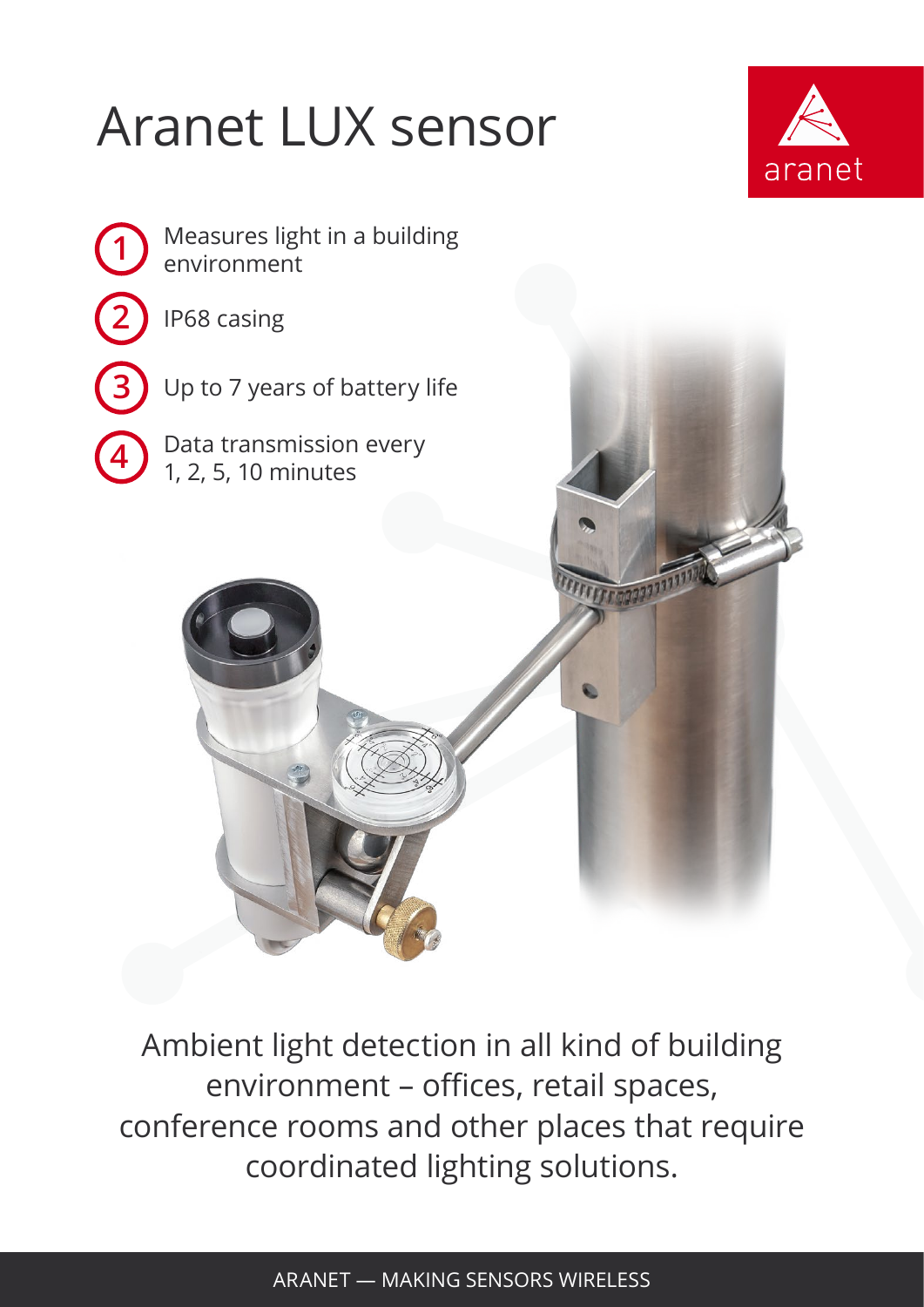# Aranet LUX sensor

aranet

1. Measures light in a building environment
2. IP68 casing
3. Up to 7 years of battery life
4. Data transmission every 1, 2, 5, 10 minutes

Ambient light detection in all kind of building environment – offices, retail spaces, conference rooms and other places that require coordinated lighting solutions.

ARANET — MAKING SENSORS WIRELESS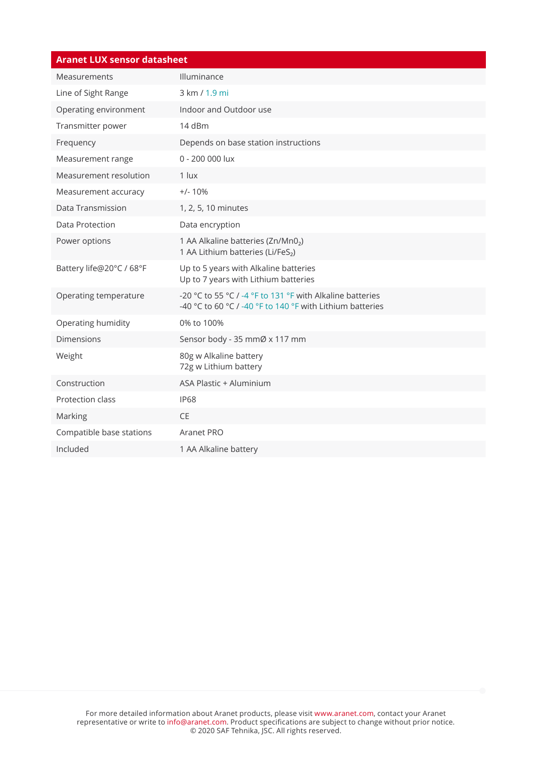| Aranet LUX sensor datasheet | |
|---|---|
| Measurements | Illuminance |
| Line of Sight Range | 3 km / 1.9 mi |
| Operating environment | Indoor and Outdoor use |
| Transmitter power | 14 dBm |
| Frequency | Depends on base station instructions |
| Measurement range | 0 - 200 000 lux |
| Measurement resolution | 1 lux |
| Measurement accuracy | +/- 10% |
| Data Transmission | 1, 2, 5, 10 minutes |
| Data Protection | Data encryption |
| Power options | 1 AA Alkaline batteries ($Zn/Mn0_2$)<br>1 AA Lithium batteries ($Li/FeS_2$) |
| Battery life@20°C / 68°F | Up to 5 years with Alkaline batteries<br>Up to 7 years with Lithium batteries |
| Operating temperature | -20 °C to 55 °C / -4 °F to 131 °F with Alkaline batteries<br>-40 °C to 60 °C / -40 °F to 140 °F with Lithium batteries |
| Operating humidity | 0% to 100% |
| Dimensions | Sensor body - 35 mmØ x 117 mm |
| Weight | 80g w Alkaline battery<br>72g w Lithium battery |
| Construction | ASA Plastic + Aluminium |
| Protection class | IP68 |
| Marking | CE |
| Compatible base stations | Aranet PRO |
| Included | 1 AA Alkaline battery |

For more detailed information about Aranet products, please visit www.aranet.com, contact your Aranet representative or write to info@aranet.com. Product specifications are subject to change without prior notice.
© 2020 SAF Tehnika, JSC. All rights reserved.